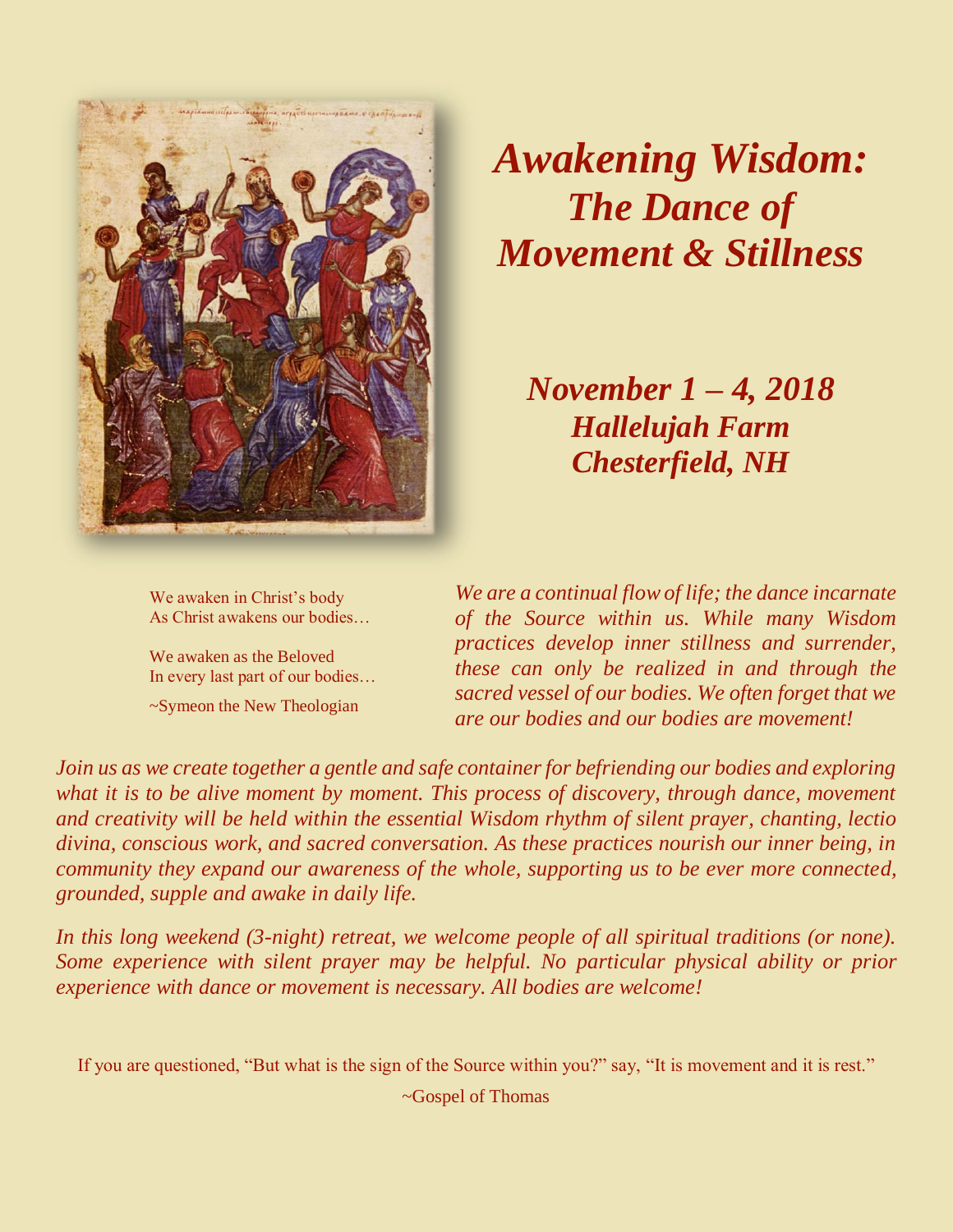# *Awakening Wisdom: The Dance of Movement & Stillness*

## *November 1 – 4, 2018*
## *Hallelujah Farm*
## *Chesterfield, NH*

We awaken in Christ's body
As Christ awakens our bodies…

We awaken as the Beloved
In every last part of our bodies…

~Symeon the New Theologian

*We are a continual flow of life; the dance incarnate of the Source within us. While many Wisdom practices develop inner stillness and surrender, these can only be realized in and through the sacred vessel of our bodies. We often forget that we are our bodies and our bodies are movement!*

*Join us as we create together a gentle and safe container for befriending our bodies and exploring what it is to be alive moment by moment. This process of discovery, through dance, movement and creativity will be held within the essential Wisdom rhythm of silent prayer, chanting, lectio divina, conscious work, and sacred conversation. As these practices nourish our inner being, in community they expand our awareness of the whole, supporting us to be ever more connected, grounded, supple and awake in daily life.*

*In this long weekend (3-night) retreat, we welcome people of all spiritual traditions (or none). Some experience with silent prayer may be helpful. No particular physical ability or prior experience with dance or movement is necessary. All bodies are welcome!*

If you are questioned, "But what is the sign of the Source within you?" say, "It is movement and it is rest."

~Gospel of Thomas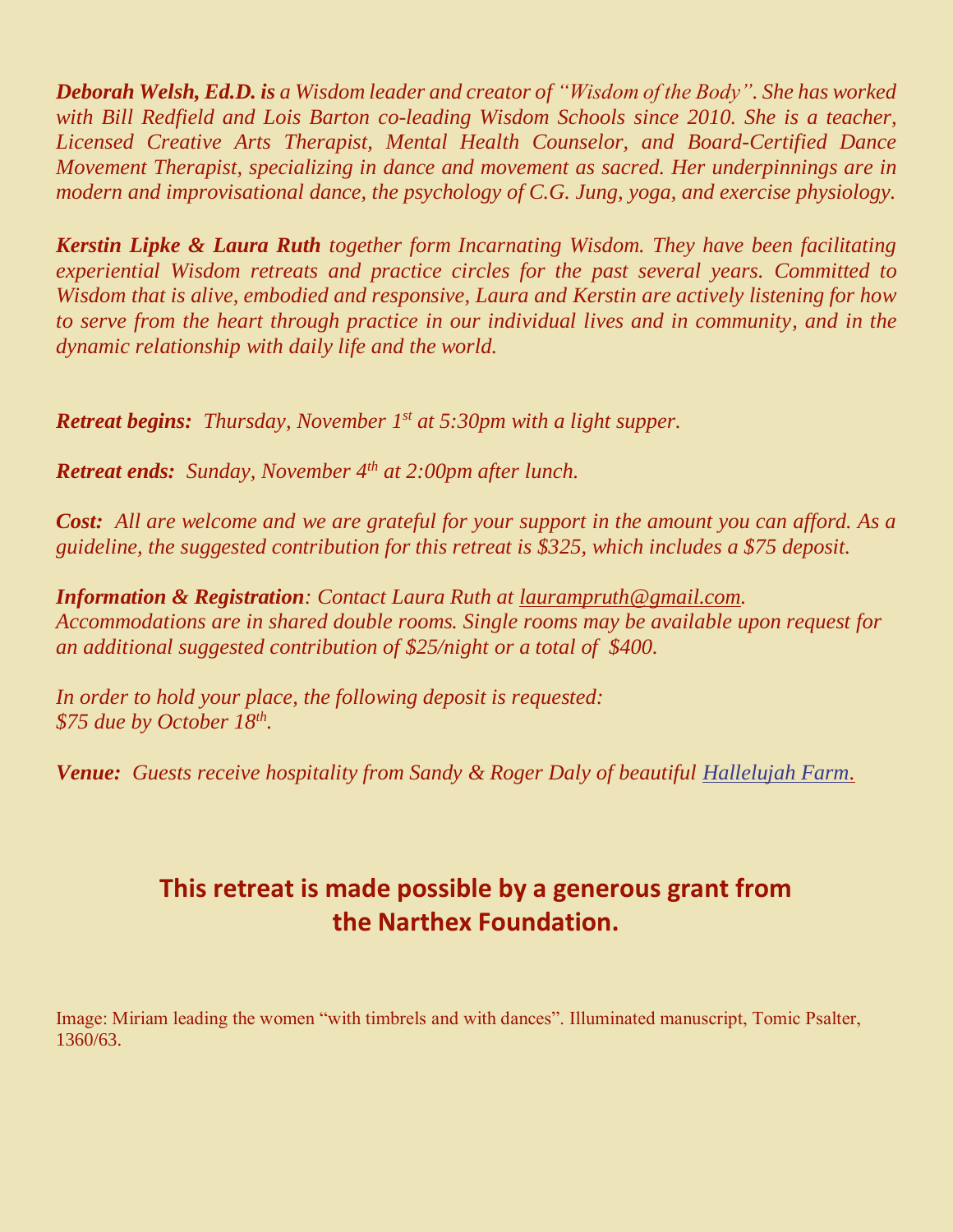***Deborah Welsh, Ed.D. is** a Wisdom leader and creator of "Wisdom of the Body". She has worked with Bill Redfield and Lois Barton co-leading Wisdom Schools since 2010. She is a teacher, Licensed Creative Arts Therapist, Mental Health Counselor, and Board-Certified Dance Movement Therapist, specializing in dance and movement as sacred. Her underpinnings are in modern and improvisational dance, the psychology of C.G. Jung, yoga, and exercise physiology.*

***Kerstin Lipke & Laura Ruth** together form Incarnating Wisdom. They have been facilitating experiential Wisdom retreats and practice circles for the past several years. Committed to Wisdom that is alive, embodied and responsive, Laura and Kerstin are actively listening for how to serve from the heart through practice in our individual lives and in community, and in the dynamic relationship with daily life and the world.*

***Retreat begins:** Thursday, November 1st at 5:30pm with a light supper.*

***Retreat ends:** Sunday, November 4th at 2:00pm after lunch.*

***Cost:** All are welcome and we are grateful for your support in the amount you can afford. As a guideline, the suggested contribution for this retreat is $325, which includes a $75 deposit.*

***Information & Registration**: Contact Laura Ruth at laurampruth@gmail.com.*
*Accommodations are in shared double rooms. Single rooms may be available upon request for an additional suggested contribution of $25/night or a total of $400.*

*In order to hold your place, the following deposit is requested:*
*$75 due by October 18th.*

***Venue:** Guests receive hospitality from Sandy & Roger Daly of beautiful Hallelujah Farm.*

**This retreat is made possible by a generous grant from the Narthex Foundation.**

Image: Miriam leading the women "with timbrels and with dances". Illuminated manuscript, Tomic Psalter, 1360/63.